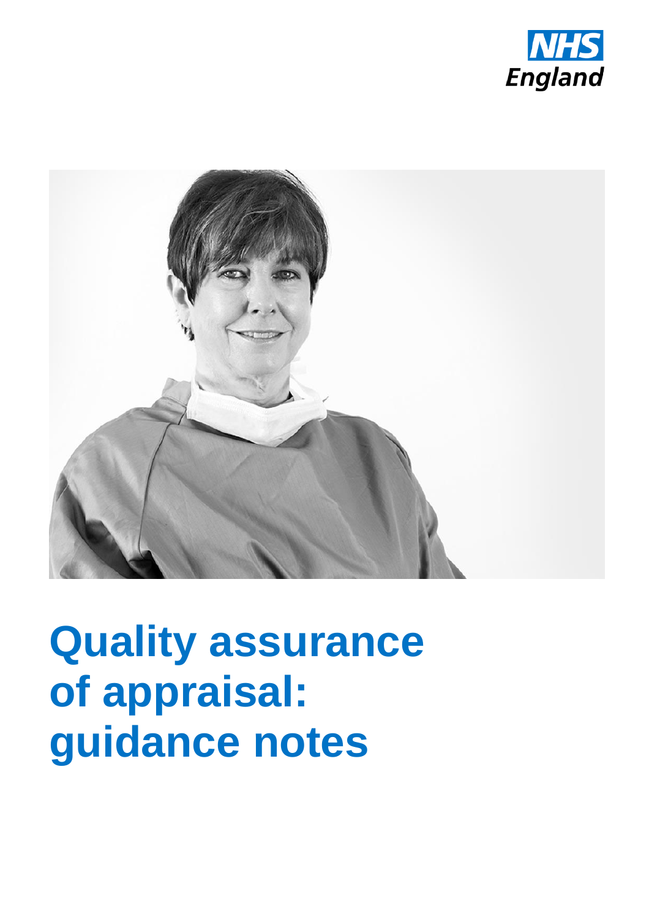NHS England

# Quality assurance of appraisal: guidance notes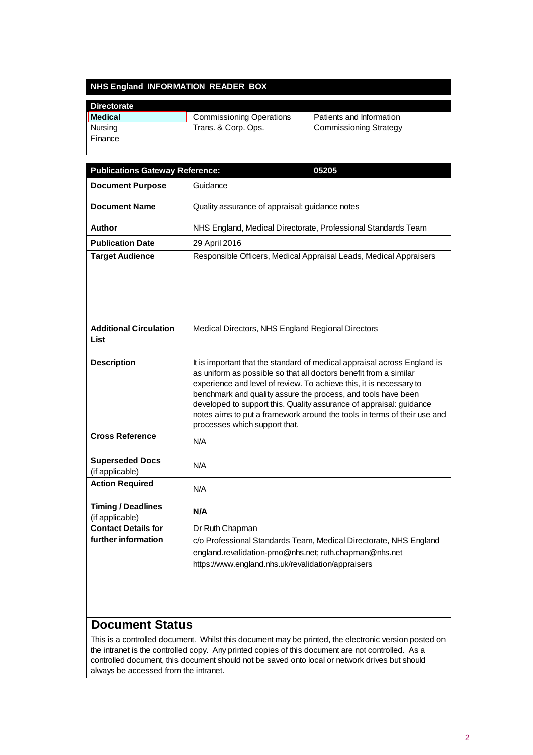## NHS England INFORMATION READER BOX

| Directorate | | |
|---|---|---|
| **Medical** | Commissioning Operations | Patients and Information |
| Nursing | Trans. & Corp. Ops. | Commissioning Strategy |
| Finance | | |

| **Publications Gateway Reference:** | **05205** |
|---|---|
| **Document Purpose** | Guidance |
| **Document Name** | Quality assurance of appraisal: guidance notes |
| **Author** | NHS England, Medical Directorate, Professional Standards Team |
| **Publication Date** | 29 April 2016 |
| **Target Audience** | Responsible Officers, Medical Appraisal Leads, Medical Appraisers |
| **Additional Circulation List** | Medical Directors, NHS England Regional Directors |
| **Description** | It is important that the standard of medical appraisal across England is as uniform as possible so that all doctors benefit from a similar experience and level of review. To achieve this, it is necessary to benchmark and quality assure the process, and tools have been developed to support this. Quality assurance of appraisal: guidance notes aims to put a framework around the tools in terms of their use and processes which support that. |
| **Cross Reference** | N/A |
| **Superseded Docs** (if applicable) | N/A |
| **Action Required** | N/A |
| **Timing / Deadlines** (if applicable) | **N/A** |
| **Contact Details for further information** | Dr Ruth Chapman<br>c/o Professional Standards Team, Medical Directorate, NHS England<br>england.revalidation-pmo@nhs.net; ruth.chapman@nhs.net<br>https://www.england.nhs.uk/revalidation/appraisers |

## Document Status

This is a controlled document. Whilst this document may be printed, the electronic version posted on the intranet is the controlled copy. Any printed copies of this document are not controlled. As a controlled document, this document should not be saved onto local or network drives but should always be accessed from the intranet.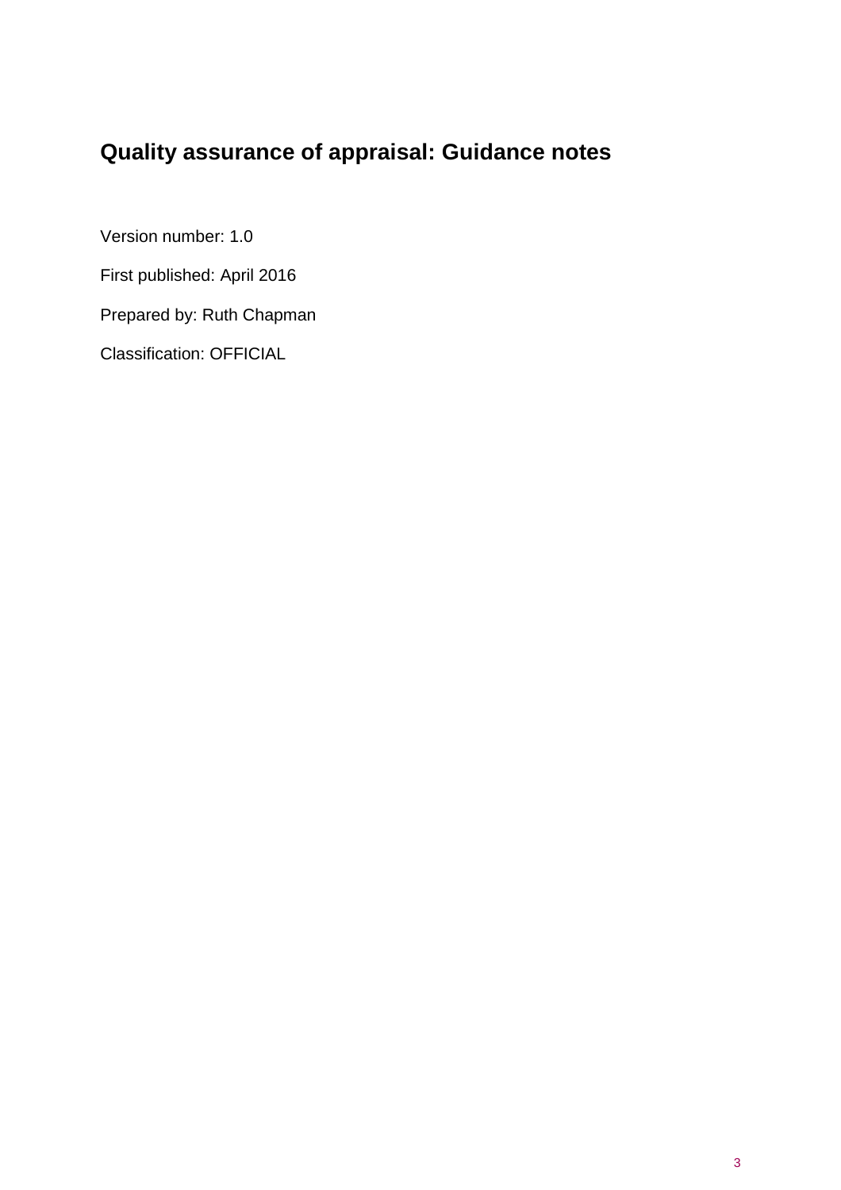# Quality assurance of appraisal: Guidance notes

Version number: 1.0

First published: April 2016

Prepared by: Ruth Chapman

Classification: OFFICIAL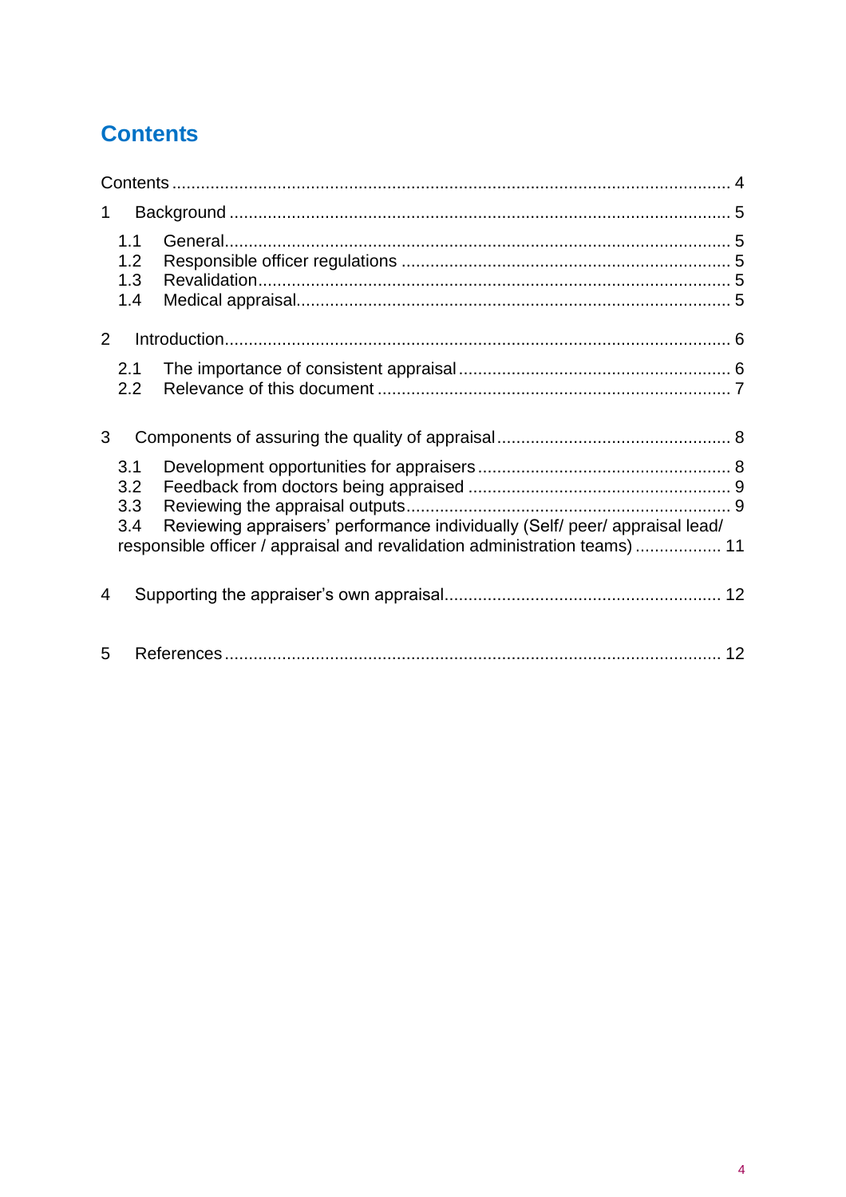# Contents

Contents .................................................................................................................... 4

1 Background ........................................................................................................ 5

- 1.1 General......................................................................................................... 5
- 1.2 Responsible officer regulations ..................................................................... 5
- 1.3 Revalidation.................................................................................................. 5
- 1.4 Medical appraisal.......................................................................................... 5

2 Introduction.......................................................................................................... 6

- 2.1 The importance of consistent appraisal ......................................................... 6
- 2.2 Relevance of this document .......................................................................... 7

3 Components of assuring the quality of appraisal ................................................. 8

- 3.1 Development opportunities for appraisers ..................................................... 8
- 3.2 Feedback from doctors being appraised ....................................................... 9
- 3.3 Reviewing the appraisal outputs.................................................................... 9
- 3.4 Reviewing appraisers' performance individually (Self/ peer/ appraisal lead/ responsible officer / appraisal and revalidation administration teams) .................. 11

4 Supporting the appraiser's own appraisal.......................................................... 12

5 References ....................................................................................................... 12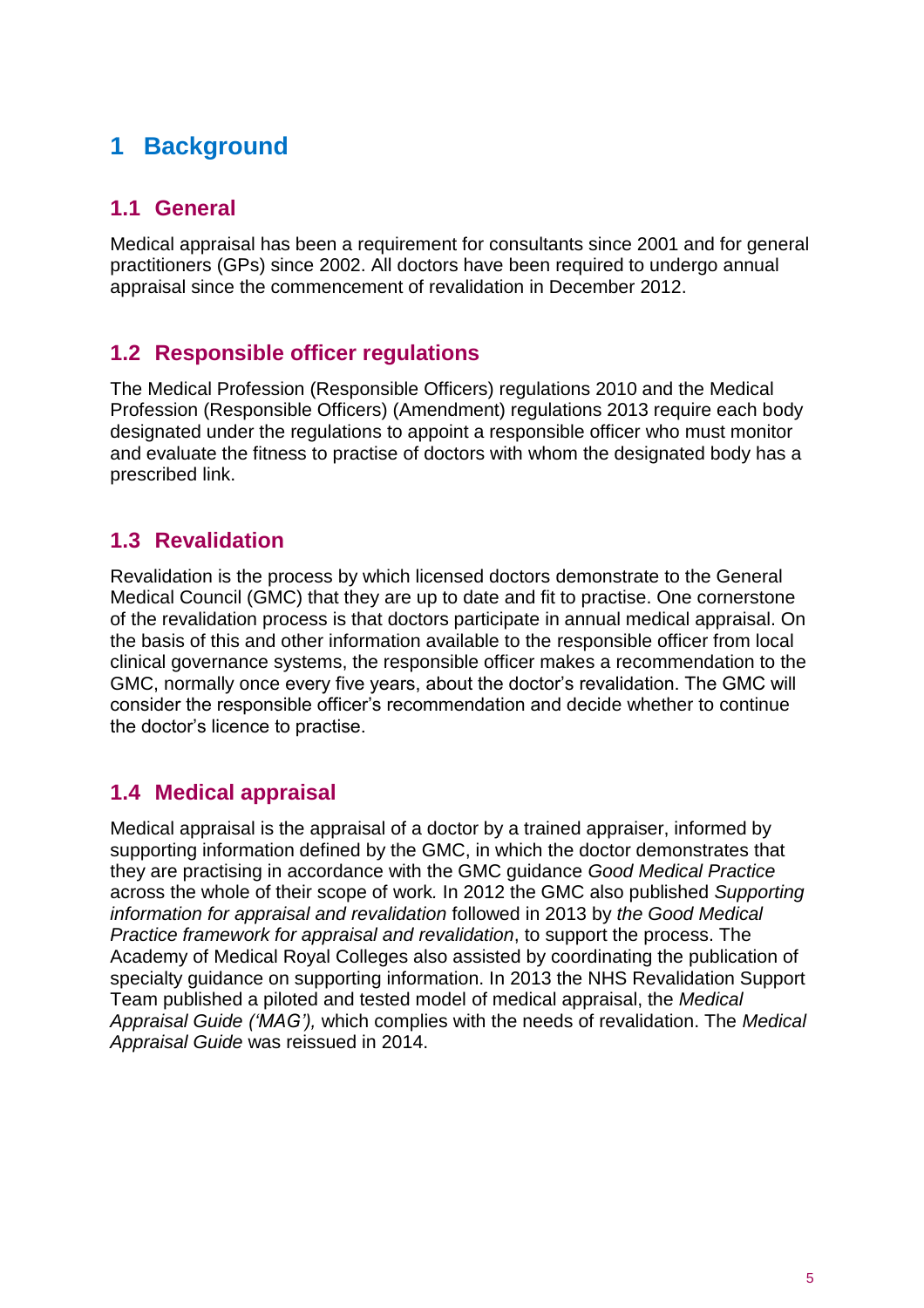# 1 Background

## 1.1 General

Medical appraisal has been a requirement for consultants since 2001 and for general practitioners (GPs) since 2002. All doctors have been required to undergo annual appraisal since the commencement of revalidation in December 2012.

## 1.2 Responsible officer regulations

The Medical Profession (Responsible Officers) regulations 2010 and the Medical Profession (Responsible Officers) (Amendment) regulations 2013 require each body designated under the regulations to appoint a responsible officer who must monitor and evaluate the fitness to practise of doctors with whom the designated body has a prescribed link.

## 1.3 Revalidation

Revalidation is the process by which licensed doctors demonstrate to the General Medical Council (GMC) that they are up to date and fit to practise. One cornerstone of the revalidation process is that doctors participate in annual medical appraisal. On the basis of this and other information available to the responsible officer from local clinical governance systems, the responsible officer makes a recommendation to the GMC, normally once every five years, about the doctor's revalidation. The GMC will consider the responsible officer's recommendation and decide whether to continue the doctor's licence to practise.

## 1.4 Medical appraisal

Medical appraisal is the appraisal of a doctor by a trained appraiser, informed by supporting information defined by the GMC, in which the doctor demonstrates that they are practising in accordance with the GMC guidance *Good Medical Practice* across the whole of their scope of work. In 2012 the GMC also published *Supporting information for appraisal and revalidation* followed in 2013 by *the Good Medical Practice framework for appraisal and revalidation*, to support the process. The Academy of Medical Royal Colleges also assisted by coordinating the publication of specialty guidance on supporting information. In 2013 the NHS Revalidation Support Team published a piloted and tested model of medical appraisal, the *Medical Appraisal Guide ('MAG'),* which complies with the needs of revalidation. The *Medical Appraisal Guide* was reissued in 2014.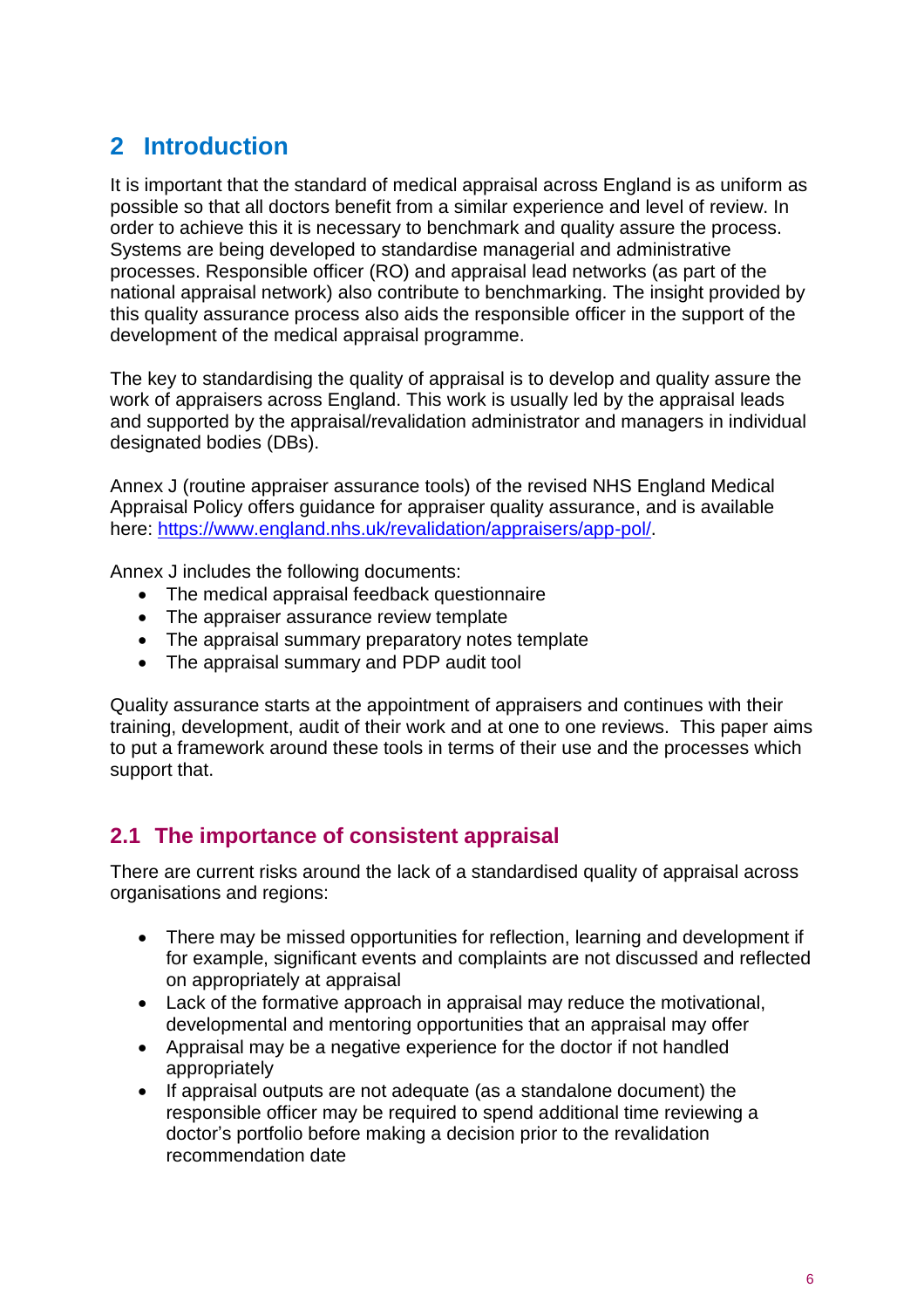# 2 Introduction

It is important that the standard of medical appraisal across England is as uniform as possible so that all doctors benefit from a similar experience and level of review. In order to achieve this it is necessary to benchmark and quality assure the process. Systems are being developed to standardise managerial and administrative processes. Responsible officer (RO) and appraisal lead networks (as part of the national appraisal network) also contribute to benchmarking. The insight provided by this quality assurance process also aids the responsible officer in the support of the development of the medical appraisal programme.

The key to standardising the quality of appraisal is to develop and quality assure the work of appraisers across England. This work is usually led by the appraisal leads and supported by the appraisal/revalidation administrator and managers in individual designated bodies (DBs).

Annex J (routine appraiser assurance tools) of the revised NHS England Medical Appraisal Policy offers guidance for appraiser quality assurance, and is available here: [https://www.england.nhs.uk/revalidation/appraisers/app-pol/](https://www.england.nhs.uk/revalidation/appraisers/app-pol/).

Annex J includes the following documents:

- The medical appraisal feedback questionnaire
- The appraiser assurance review template
- The appraisal summary preparatory notes template
- The appraisal summary and PDP audit tool

Quality assurance starts at the appointment of appraisers and continues with their training, development, audit of their work and at one to one reviews. This paper aims to put a framework around these tools in terms of their use and the processes which support that.

## 2.1 The importance of consistent appraisal

There are current risks around the lack of a standardised quality of appraisal across organisations and regions:

- There may be missed opportunities for reflection, learning and development if for example, significant events and complaints are not discussed and reflected on appropriately at appraisal
- Lack of the formative approach in appraisal may reduce the motivational, developmental and mentoring opportunities that an appraisal may offer
- Appraisal may be a negative experience for the doctor if not handled appropriately
- If appraisal outputs are not adequate (as a standalone document) the responsible officer may be required to spend additional time reviewing a doctor's portfolio before making a decision prior to the revalidation recommendation date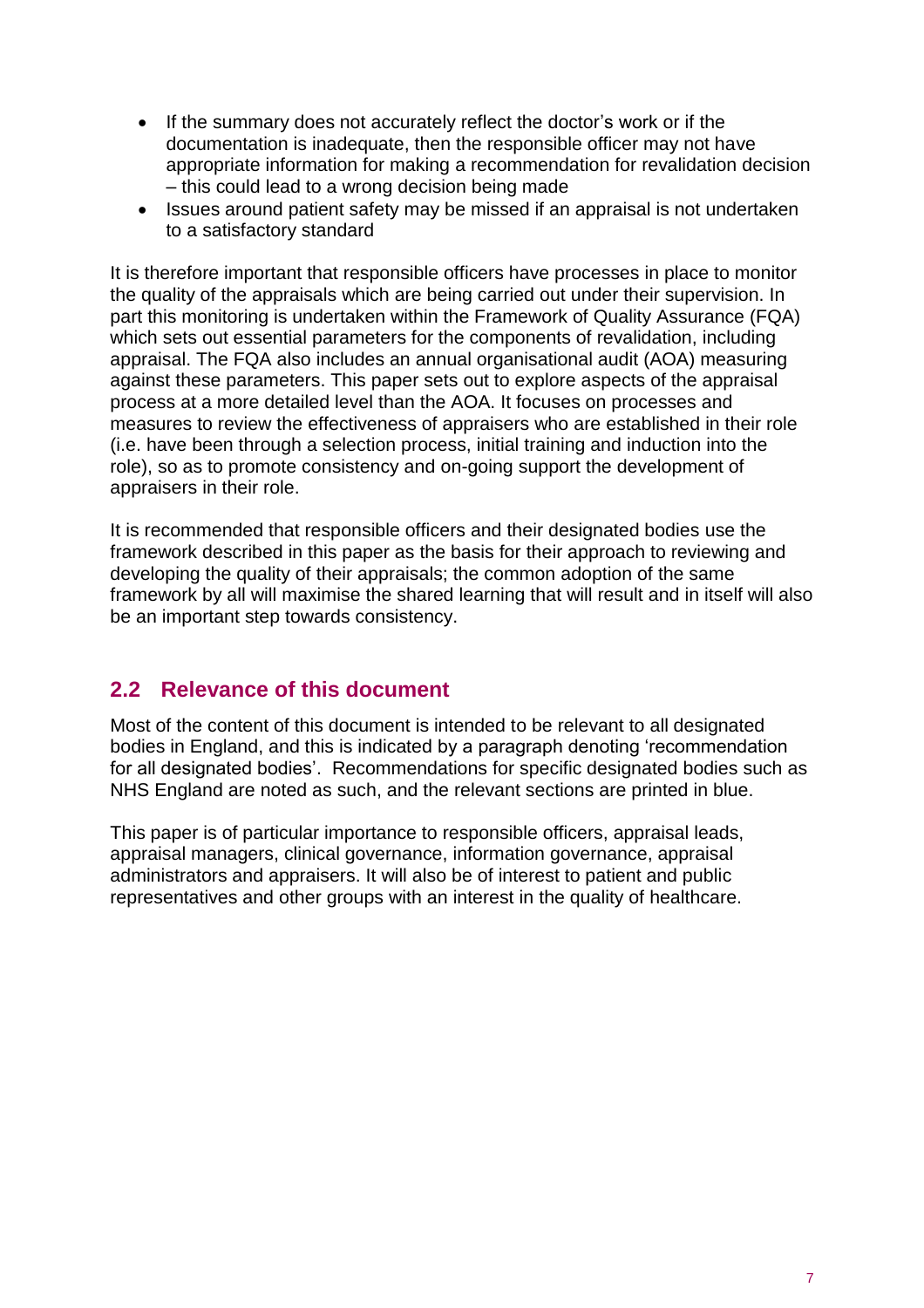- If the summary does not accurately reflect the doctor's work or if the documentation is inadequate, then the responsible officer may not have appropriate information for making a recommendation for revalidation decision – this could lead to a wrong decision being made
- Issues around patient safety may be missed if an appraisal is not undertaken to a satisfactory standard

It is therefore important that responsible officers have processes in place to monitor the quality of the appraisals which are being carried out under their supervision. In part this monitoring is undertaken within the Framework of Quality Assurance (FQA) which sets out essential parameters for the components of revalidation, including appraisal. The FQA also includes an annual organisational audit (AOA) measuring against these parameters. This paper sets out to explore aspects of the appraisal process at a more detailed level than the AOA. It focuses on processes and measures to review the effectiveness of appraisers who are established in their role (i.e. have been through a selection process, initial training and induction into the role), so as to promote consistency and on-going support the development of appraisers in their role.

It is recommended that responsible officers and their designated bodies use the framework described in this paper as the basis for their approach to reviewing and developing the quality of their appraisals; the common adoption of the same framework by all will maximise the shared learning that will result and in itself will also be an important step towards consistency.

## 2.2 Relevance of this document

Most of the content of this document is intended to be relevant to all designated bodies in England, and this is indicated by a paragraph denoting 'recommendation for all designated bodies'. Recommendations for specific designated bodies such as NHS England are noted as such, and the relevant sections are printed in blue.

This paper is of particular importance to responsible officers, appraisal leads, appraisal managers, clinical governance, information governance, appraisal administrators and appraisers. It will also be of interest to patient and public representatives and other groups with an interest in the quality of healthcare.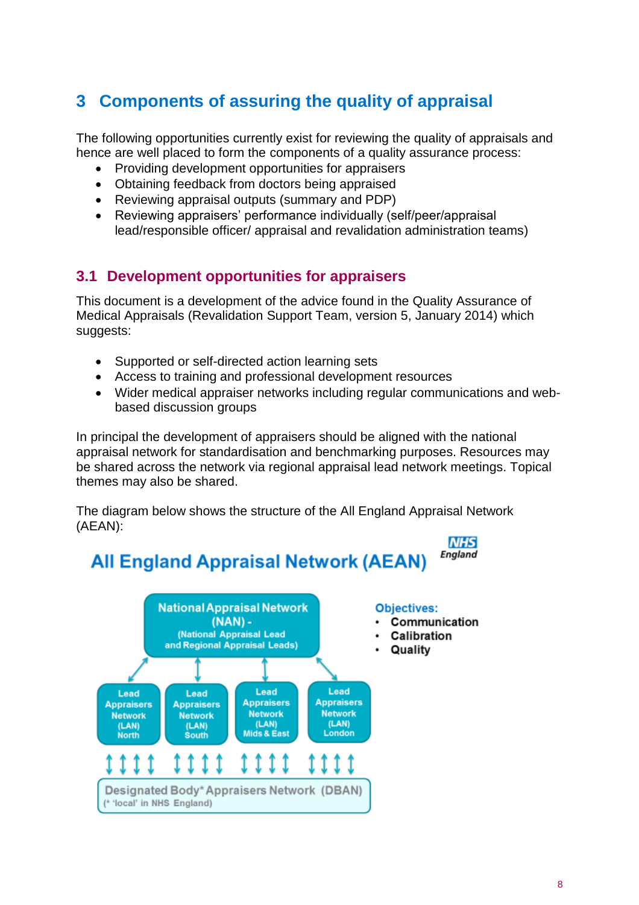## 3 Components of assuring the quality of appraisal

The following opportunities currently exist for reviewing the quality of appraisals and hence are well placed to form the components of a quality assurance process:

- Providing development opportunities for appraisers
- Obtaining feedback from doctors being appraised
- Reviewing appraisal outputs (summary and PDP)
- Reviewing appraisers' performance individually (self/peer/appraisal lead/responsible officer/ appraisal and revalidation administration teams)

### 3.1 Development opportunities for appraisers

This document is a development of the advice found in the Quality Assurance of Medical Appraisals (Revalidation Support Team, version 5, January 2014) which suggests:

- Supported or self-directed action learning sets
- Access to training and professional development resources
- Wider medical appraiser networks including regular communications and web-based discussion groups

In principal the development of appraisers should be aligned with the national appraisal network for standardisation and benchmarking purposes. Resources may be shared across the network via regional appraisal lead network meetings. Topical themes may also be shared.

The diagram below shows the structure of the All England Appraisal Network (AEAN):

All England Appraisal Network (AEAN)

NHS England

National Appraisal Network (NAN) - (National Appraisal Lead and Regional Appraisal Leads)

Lead Appraisers Network (LAN) North

Lead Appraisers Network (LAN) South

Lead Appraisers Network (LAN) Mids & East

Lead Appraisers Network (LAN) London

Designated Body* Appraisers Network (DBAN) (* 'local' in NHS England)

Objectives:

- Communication
- Calibration
- Quality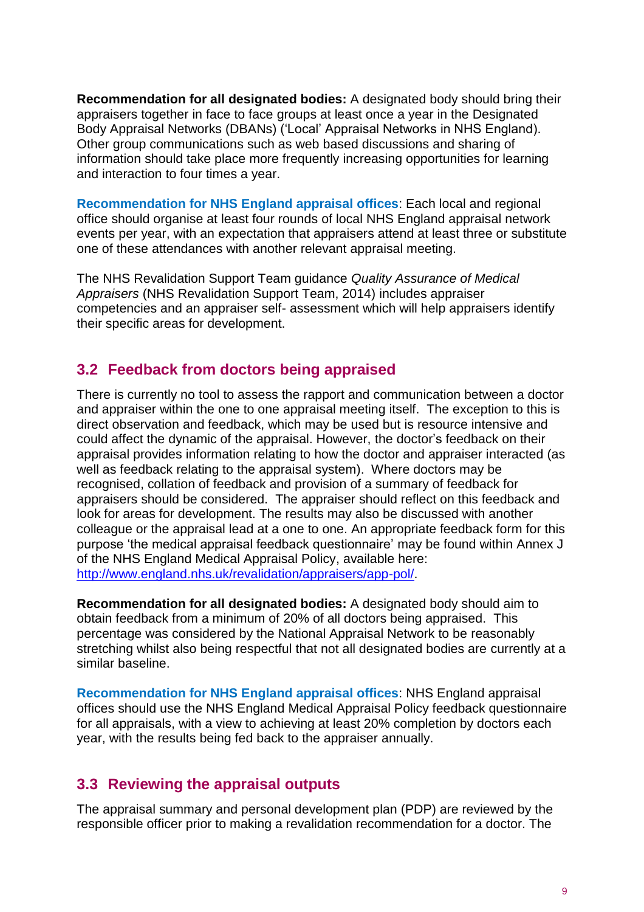**Recommendation for all designated bodies:** A designated body should bring their appraisers together in face to face groups at least once a year in the Designated Body Appraisal Networks (DBANs) ('Local' Appraisal Networks in NHS England). Other group communications such as web based discussions and sharing of information should take place more frequently increasing opportunities for learning and interaction to four times a year.

**Recommendation for NHS England appraisal offices**: Each local and regional office should organise at least four rounds of local NHS England appraisal network events per year, with an expectation that appraisers attend at least three or substitute one of these attendances with another relevant appraisal meeting.

The NHS Revalidation Support Team guidance *Quality Assurance of Medical Appraisers* (NHS Revalidation Support Team, 2014) includes appraiser competencies and an appraiser self- assessment which will help appraisers identify their specific areas for development.

## 3.2 Feedback from doctors being appraised

There is currently no tool to assess the rapport and communication between a doctor and appraiser within the one to one appraisal meeting itself. The exception to this is direct observation and feedback, which may be used but is resource intensive and could affect the dynamic of the appraisal. However, the doctor's feedback on their appraisal provides information relating to how the doctor and appraiser interacted (as well as feedback relating to the appraisal system). Where doctors may be recognised, collation of feedback and provision of a summary of feedback for appraisers should be considered. The appraiser should reflect on this feedback and look for areas for development. The results may also be discussed with another colleague or the appraisal lead at a one to one. An appropriate feedback form for this purpose 'the medical appraisal feedback questionnaire' may be found within Annex J of the NHS England Medical Appraisal Policy, available here: [http://www.england.nhs.uk/revalidation/appraisers/app-pol/](http://www.england.nhs.uk/revalidation/appraisers/app-pol/).

**Recommendation for all designated bodies:** A designated body should aim to obtain feedback from a minimum of 20% of all doctors being appraised. This percentage was considered by the National Appraisal Network to be reasonably stretching whilst also being respectful that not all designated bodies are currently at a similar baseline.

**Recommendation for NHS England appraisal offices**: NHS England appraisal offices should use the NHS England Medical Appraisal Policy feedback questionnaire for all appraisals, with a view to achieving at least 20% completion by doctors each year, with the results being fed back to the appraiser annually.

## 3.3 Reviewing the appraisal outputs

The appraisal summary and personal development plan (PDP) are reviewed by the responsible officer prior to making a revalidation recommendation for a doctor. The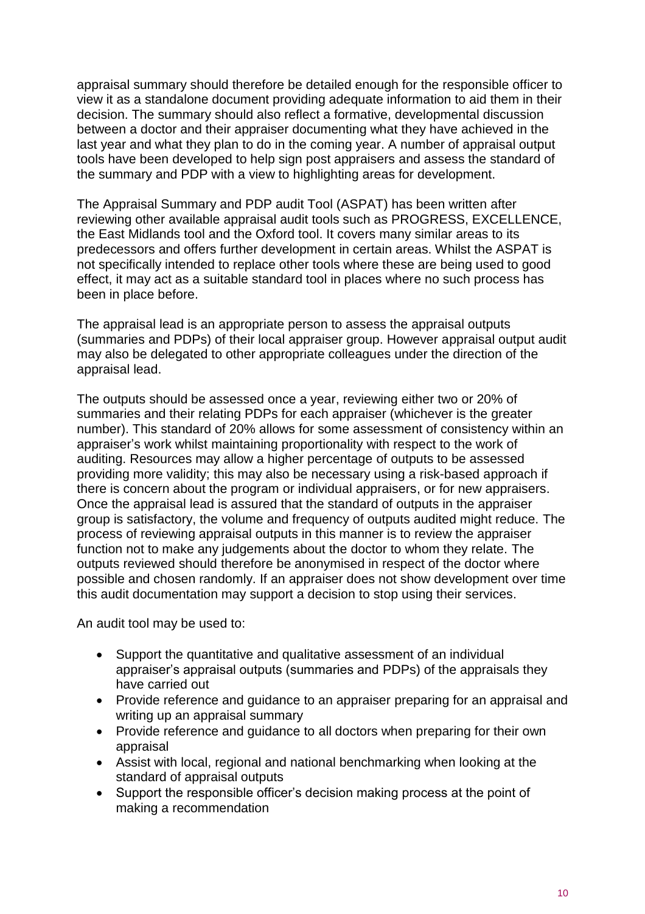appraisal summary should therefore be detailed enough for the responsible officer to view it as a standalone document providing adequate information to aid them in their decision. The summary should also reflect a formative, developmental discussion between a doctor and their appraiser documenting what they have achieved in the last year and what they plan to do in the coming year. A number of appraisal output tools have been developed to help sign post appraisers and assess the standard of the summary and PDP with a view to highlighting areas for development.

The Appraisal Summary and PDP audit Tool (ASPAT) has been written after reviewing other available appraisal audit tools such as PROGRESS, EXCELLENCE, the East Midlands tool and the Oxford tool. It covers many similar areas to its predecessors and offers further development in certain areas. Whilst the ASPAT is not specifically intended to replace other tools where these are being used to good effect, it may act as a suitable standard tool in places where no such process has been in place before.

The appraisal lead is an appropriate person to assess the appraisal outputs (summaries and PDPs) of their local appraiser group. However appraisal output audit may also be delegated to other appropriate colleagues under the direction of the appraisal lead.

The outputs should be assessed once a year, reviewing either two or 20% of summaries and their relating PDPs for each appraiser (whichever is the greater number). This standard of 20% allows for some assessment of consistency within an appraiser's work whilst maintaining proportionality with respect to the work of auditing. Resources may allow a higher percentage of outputs to be assessed providing more validity; this may also be necessary using a risk-based approach if there is concern about the program or individual appraisers, or for new appraisers. Once the appraisal lead is assured that the standard of outputs in the appraiser group is satisfactory, the volume and frequency of outputs audited might reduce. The process of reviewing appraisal outputs in this manner is to review the appraiser function not to make any judgements about the doctor to whom they relate. The outputs reviewed should therefore be anonymised in respect of the doctor where possible and chosen randomly. If an appraiser does not show development over time this audit documentation may support a decision to stop using their services.

An audit tool may be used to:

- Support the quantitative and qualitative assessment of an individual appraiser's appraisal outputs (summaries and PDPs) of the appraisals they have carried out
- Provide reference and guidance to an appraiser preparing for an appraisal and writing up an appraisal summary
- Provide reference and guidance to all doctors when preparing for their own appraisal
- Assist with local, regional and national benchmarking when looking at the standard of appraisal outputs
- Support the responsible officer's decision making process at the point of making a recommendation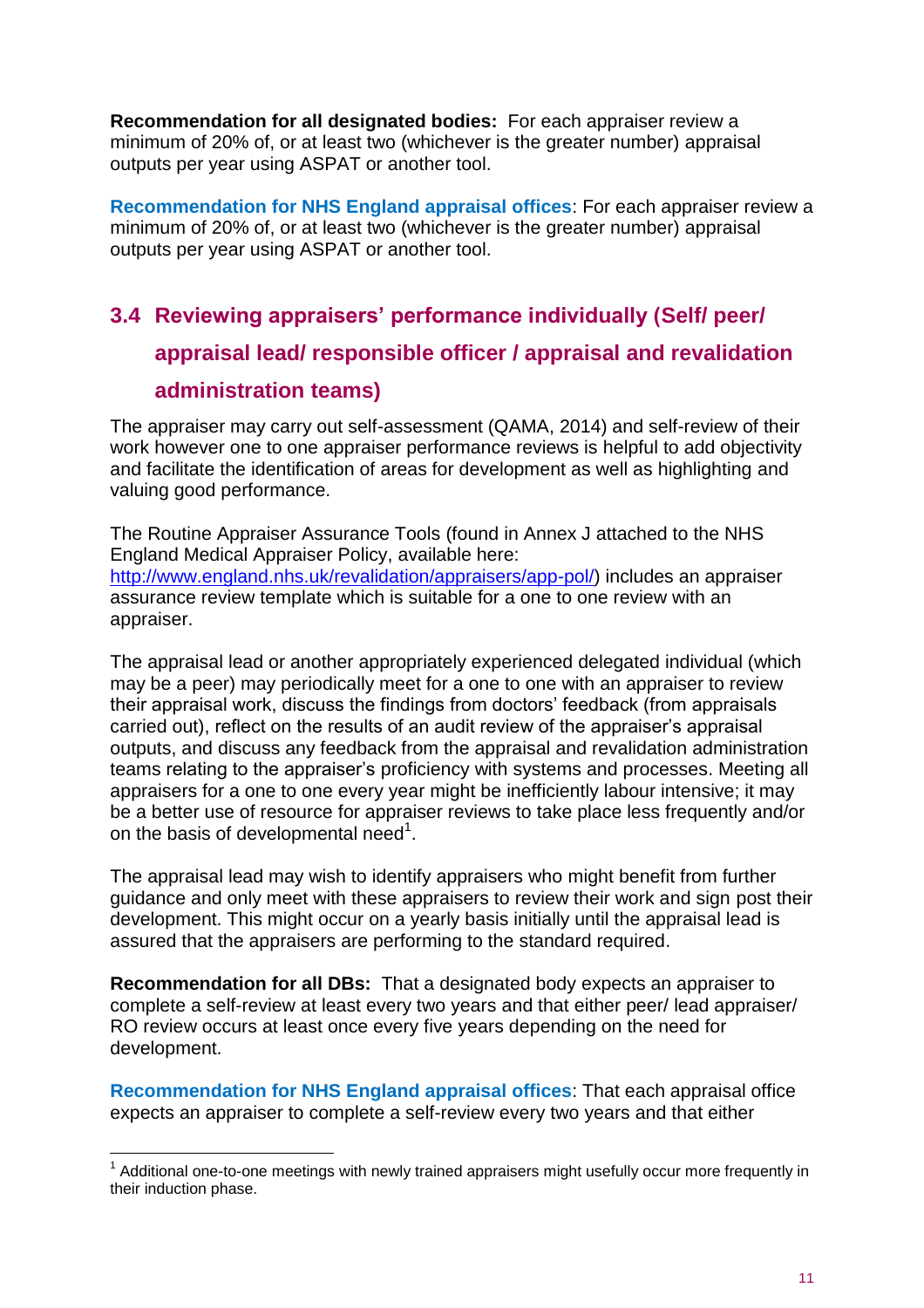**Recommendation for all designated bodies:** For each appraiser review a minimum of 20% of, or at least two (whichever is the greater number) appraisal outputs per year using ASPAT or another tool.

**Recommendation for NHS England appraisal offices**: For each appraiser review a minimum of 20% of, or at least two (whichever is the greater number) appraisal outputs per year using ASPAT or another tool.

## 3.4 Reviewing appraisers' performance individually (Self/ peer/ appraisal lead/ responsible officer / appraisal and revalidation administration teams)

The appraiser may carry out self-assessment (QAMA, 2014) and self-review of their work however one to one appraiser performance reviews is helpful to add objectivity and facilitate the identification of areas for development as well as highlighting and valuing good performance.

The Routine Appraiser Assurance Tools (found in Annex J attached to the NHS England Medical Appraiser Policy, available here: http://www.england.nhs.uk/revalidation/appraisers/app-pol/) includes an appraiser assurance review template which is suitable for a one to one review with an appraiser.

The appraisal lead or another appropriately experienced delegated individual (which may be a peer) may periodically meet for a one to one with an appraiser to review their appraisal work, discuss the findings from doctors' feedback (from appraisals carried out), reflect on the results of an audit review of the appraiser's appraisal outputs, and discuss any feedback from the appraisal and revalidation administration teams relating to the appraiser's proficiency with systems and processes. Meeting all appraisers for a one to one every year might be inefficiently labour intensive; it may be a better use of resource for appraiser reviews to take place less frequently and/or on the basis of developmental need[1].

The appraisal lead may wish to identify appraisers who might benefit from further guidance and only meet with these appraisers to review their work and sign post their development. This might occur on a yearly basis initially until the appraisal lead is assured that the appraisers are performing to the standard required.

**Recommendation for all DBs:** That a designated body expects an appraiser to complete a self-review at least every two years and that either peer/ lead appraiser/ RO review occurs at least once every five years depending on the need for development.

**Recommendation for NHS England appraisal offices**: That each appraisal office expects an appraiser to complete a self-review every two years and that either

[1] Additional one-to-one meetings with newly trained appraisers might usefully occur more frequently in their induction phase.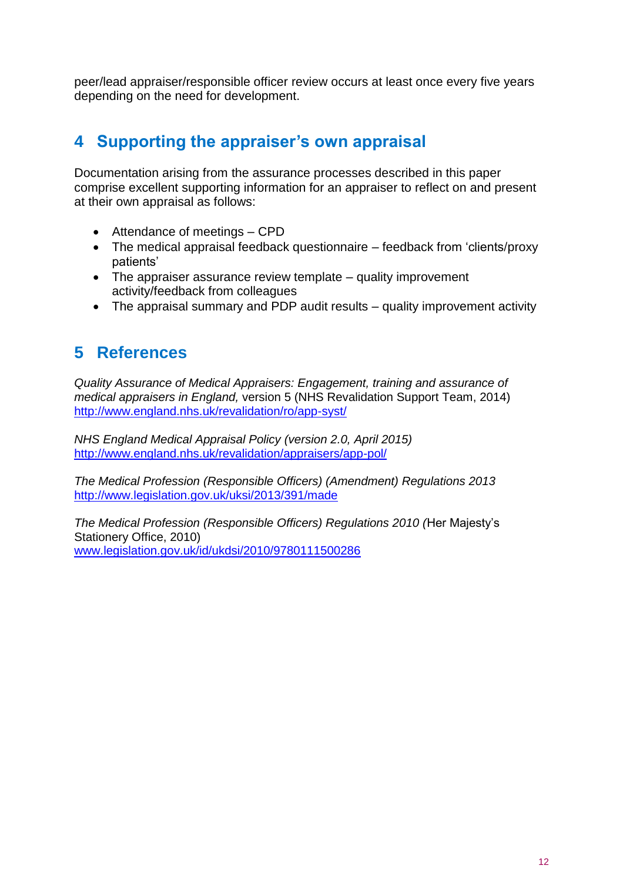peer/lead appraiser/responsible officer review occurs at least once every five years depending on the need for development.

## 4 Supporting the appraiser's own appraisal

Documentation arising from the assurance processes described in this paper comprise excellent supporting information for an appraiser to reflect on and present at their own appraisal as follows:

- Attendance of meetings – CPD
- The medical appraisal feedback questionnaire – feedback from 'clients/proxy patients'
- The appraiser assurance review template – quality improvement activity/feedback from colleagues
- The appraisal summary and PDP audit results – quality improvement activity

## 5 References

*Quality Assurance of Medical Appraisers: Engagement, training and assurance of medical appraisers in England,* version 5 (NHS Revalidation Support Team, 2014)
http://www.england.nhs.uk/revalidation/ro/app-syst/

*NHS England Medical Appraisal Policy (version 2.0, April 2015)*
http://www.england.nhs.uk/revalidation/appraisers/app-pol/

*The Medical Profession (Responsible Officers) (Amendment) Regulations 2013*
http://www.legislation.gov.uk/uksi/2013/391/made

*The Medical Profession (Responsible Officers) Regulations 2010 (*Her Majesty's Stationery Office, 2010)
www.legislation.gov.uk/id/ukdsi/2010/9780111500286